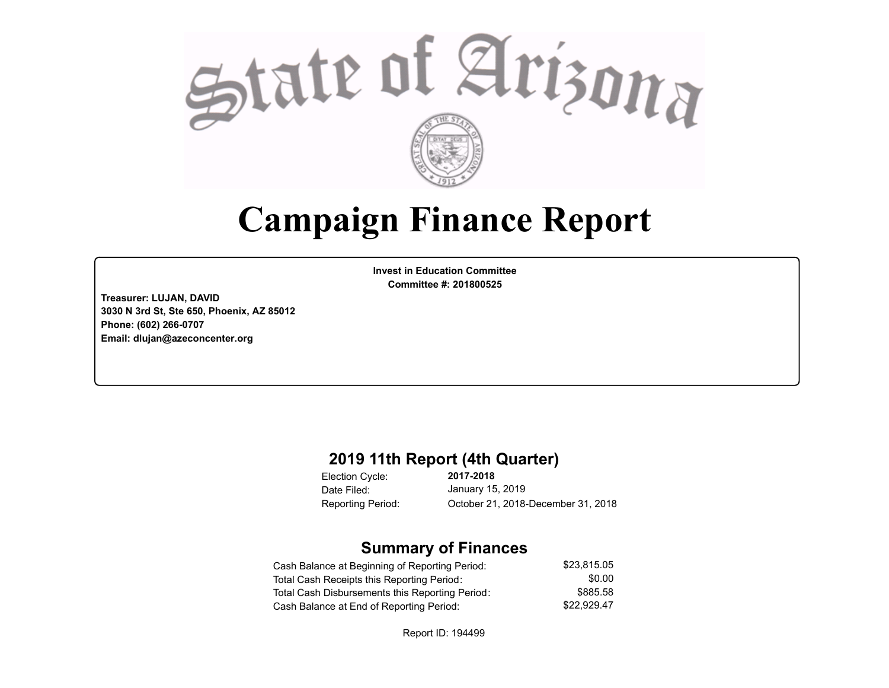# State of Arizona

# Campaign Finance Report

**Invest in Education Committee**
**Committee #: 201800525**

**Treasurer: LUJAN, DAVID**
**3030 N 3rd St, Ste 650, Phoenix, AZ 85012**
**Phone: (602) 266-0707**
**Email: dlujan@azeconcenter.org**

## 2019 11th Report (4th Quarter)

| | |
|---|---|
| Election Cycle: | **2017-2018** |
| Date Filed: | January 15, 2019 |
| Reporting Period: | October 21, 2018-December 31, 2018 |

## Summary of Finances

| | |
|---|---:|
| Cash Balance at Beginning of Reporting Period: | $23,815.05 |
| Total Cash Receipts this Reporting Period: | $0.00 |
| Total Cash Disbursements this Reporting Period: | $885.58 |
| Cash Balance at End of Reporting Period: | $22,929.47 |

Report ID: 194499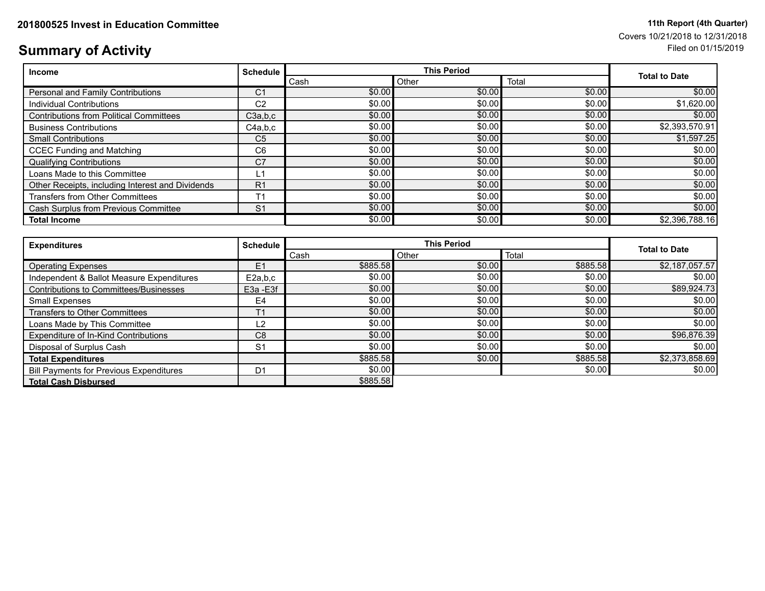**201800525 Invest in Education Committee**

**11th Report (4th Quarter)**
Covers 10/21/2018 to 12/31/2018
Filed on 01/15/2019

# Summary of Activity

| Income | Schedule | This Period | | | Total to Date |
|---|---|---|---|---|---|
| | | Cash | Other | Total | |
| Personal and Family Contributions | C1 | $0.00 | $0.00 | $0.00 | $0.00 |
| Individual Contributions | C2 | $0.00 | $0.00 | $0.00 | $1,620.00 |
| Contributions from Political Committees | C3a,b,c | $0.00 | $0.00 | $0.00 | $0.00 |
| Business Contributions | C4a,b,c | $0.00 | $0.00 | $0.00 | $2,393,570.91 |
| Small Contributions | C5 | $0.00 | $0.00 | $0.00 | $1,597.25 |
| CCEC Funding and Matching | C6 | $0.00 | $0.00 | $0.00 | $0.00 |
| Qualifying Contributions | C7 | $0.00 | $0.00 | $0.00 | $0.00 |
| Loans Made to this Committee | L1 | $0.00 | $0.00 | $0.00 | $0.00 |
| Other Receipts, including Interest and Dividends | R1 | $0.00 | $0.00 | $0.00 | $0.00 |
| Transfers from Other Committees | T1 | $0.00 | $0.00 | $0.00 | $0.00 |
| Cash Surplus from Previous Committee | S1 | $0.00 | $0.00 | $0.00 | $0.00 |
| **Total Income** | | $0.00 | $0.00 | $0.00 | $2,396,788.16 |

| Expenditures | Schedule | This Period | | | Total to Date |
|---|---|---|---|---|---|
| | | Cash | Other | Total | |
| Operating Expenses | E1 | $885.58 | $0.00 | $885.58 | $2,187,057.57 |
| Independent & Ballot Measure Expenditures | E2a,b,c | $0.00 | $0.00 | $0.00 | $0.00 |
| Contributions to Committees/Businesses | E3a -E3f | $0.00 | $0.00 | $0.00 | $89,924.73 |
| Small Expenses | E4 | $0.00 | $0.00 | $0.00 | $0.00 |
| Transfers to Other Committees | T1 | $0.00 | $0.00 | $0.00 | $0.00 |
| Loans Made by This Committee | L2 | $0.00 | $0.00 | $0.00 | $0.00 |
| Expenditure of In-Kind Contributions | C8 | $0.00 | $0.00 | $0.00 | $96,876.39 |
| Disposal of Surplus Cash | S1 | $0.00 | $0.00 | $0.00 | $0.00 |
| **Total Expenditures** | | $885.58 | $0.00 | $885.58 | $2,373,858.69 |
| Bill Payments for Previous Expenditures | D1 | $0.00 | | $0.00 | $0.00 |
| **Total Cash Disbursed** | | $885.58 | | | |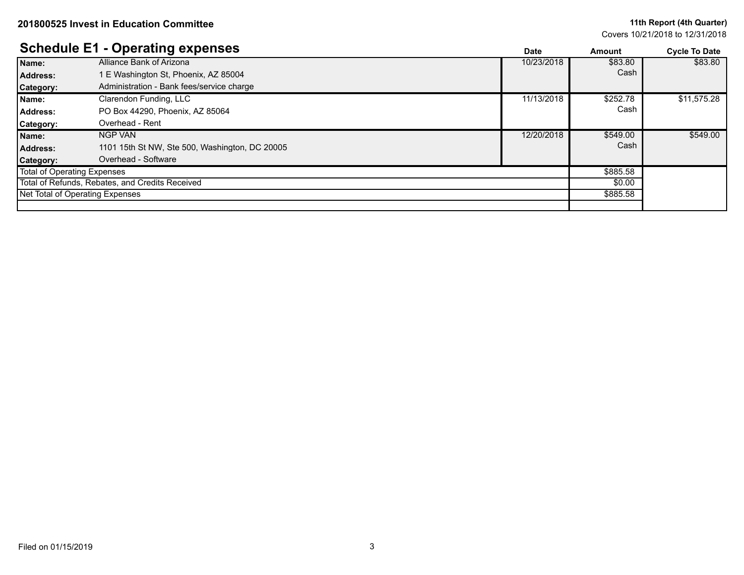# Schedule E1 - Operating expenses

| | | Date | Amount | Cycle To Date |
|---|---|---|---|---|
| **Name:** | Alliance Bank of Arizona | 10/23/2018 | $83.80 | $83.80 |
| **Address:** | 1 E Washington St, Phoenix, AZ 85004 | | Cash | |
| **Category:** | Administration - Bank fees/service charge | | | |
| **Name:** | Clarendon Funding, LLC | 11/13/2018 | $252.78 | $11,575.28 |
| **Address:** | PO Box 44290, Phoenix, AZ 85064 | | Cash | |
| **Category:** | Overhead - Rent | | | |
| **Name:** | NGP VAN | 12/20/2018 | $549.00 | $549.00 |
| **Address:** | 1101 15th St NW, Ste 500, Washington, DC 20005 | | Cash | |
| **Category:** | Overhead - Software | | | |
| Total of Operating Expenses | | | $885.58 | |
| Total of Refunds, Rebates, and Credits Received | | | $0.00 | |
| Net Total of Operating Expenses | | | $885.58 | |

Filed on 01/15/2019